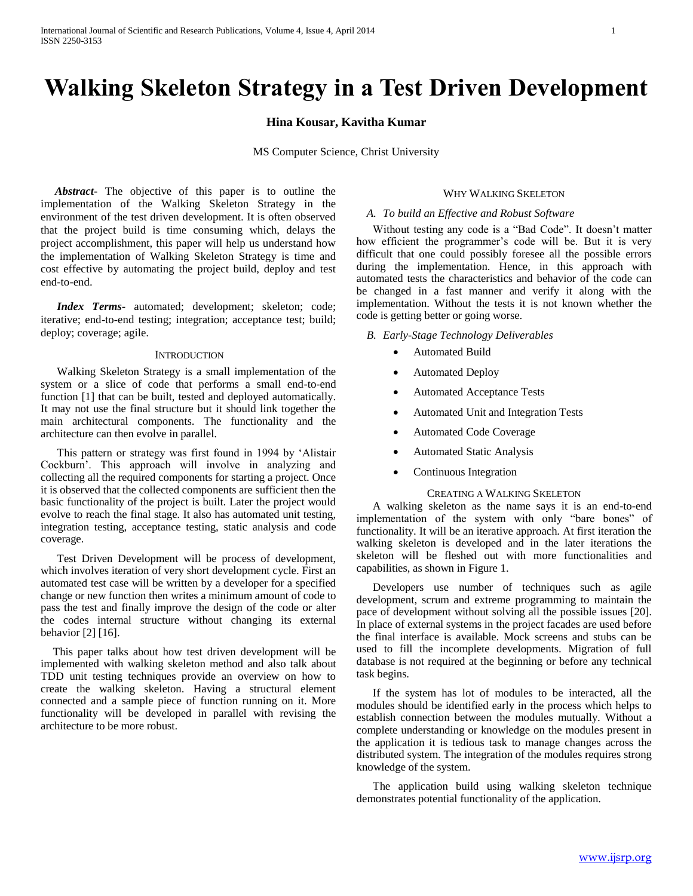# Walking Skeleton Strategy in a Test Driven Development

**Hina Kousar, Kavitha Kumar**

MS Computer Science, Christ University

***Abstract-*** The objective of this paper is to outline the implementation of the Walking Skeleton Strategy in the environment of the test driven development. It is often observed that the project build is time consuming which, delays the project accomplishment, this paper will help us understand how the implementation of Walking Skeleton Strategy is time and cost effective by automating the project build, deploy and test end-to-end.

***Index Terms-*** automated; development; skeleton; code; iterative; end-to-end testing; integration; acceptance test; build; deploy; coverage; agile.

## Introduction

Walking Skeleton Strategy is a small implementation of the system or a slice of code that performs a small end-to-end function [1] that can be built, tested and deployed automatically. It may not use the final structure but it should link together the main architectural components. The functionality and the architecture can then evolve in parallel.

This pattern or strategy was first found in 1994 by 'Alistair Cockburn'. This approach will involve in analyzing and collecting all the required components for starting a project. Once it is observed that the collected components are sufficient then the basic functionality of the project is built. Later the project would evolve to reach the final stage. It also has automated unit testing, integration testing, acceptance testing, static analysis and code coverage.

Test Driven Development will be process of development, which involves iteration of very short development cycle. First an automated test case will be written by a developer for a specified change or new function then writes a minimum amount of code to pass the test and finally improve the design of the code or alter the codes internal structure without changing its external behavior [2] [16].

This paper talks about how test driven development will be implemented with walking skeleton method and also talk about TDD unit testing techniques provide an overview on how to create the walking skeleton. Having a structural element connected and a sample piece of function running on it. More functionality will be developed in parallel with revising the architecture to be more robust.

## Why Walking Skeleton

### A. To build an Effective and Robust Software

Without testing any code is a "Bad Code". It doesn't matter how efficient the programmer's code will be. But it is very difficult that one could possibly foresee all the possible errors during the implementation. Hence, in this approach with automated tests the characteristics and behavior of the code can be changed in a fast manner and verify it along with the implementation. Without the tests it is not known whether the code is getting better or going worse.

### B. Early-Stage Technology Deliverables

- Automated Build
- Automated Deploy
- Automated Acceptance Tests
- Automated Unit and Integration Tests
- Automated Code Coverage
- Automated Static Analysis
- Continuous Integration

## Creating a Walking Skeleton

A walking skeleton as the name says it is an end-to-end implementation of the system with only "bare bones" of functionality. It will be an iterative approach. At first iteration the walking skeleton is developed and in the later iterations the skeleton will be fleshed out with more functionalities and capabilities, as shown in Figure 1.

Developers use number of techniques such as agile development, scrum and extreme programming to maintain the pace of development without solving all the possible issues [20]. In place of external systems in the project facades are used before the final interface is available. Mock screens and stubs can be used to fill the incomplete developments. Migration of full database is not required at the beginning or before any technical task begins.

If the system has lot of modules to be interacted, all the modules should be identified early in the process which helps to establish connection between the modules mutually. Without a complete understanding or knowledge on the modules present in the application it is tedious task to manage changes across the distributed system. The integration of the modules requires strong knowledge of the system.

The application build using walking skeleton technique demonstrates potential functionality of the application.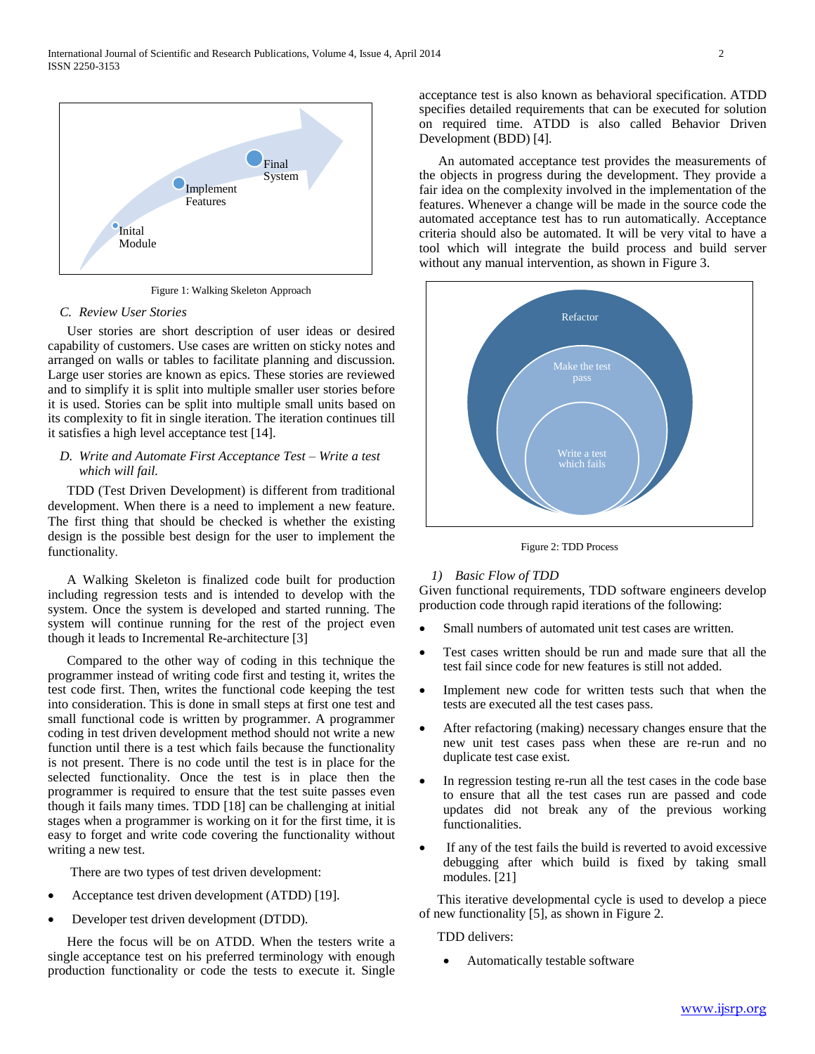Figure 1: Walking Skeleton Approach

### C. Review User Stories

User stories are short description of user ideas or desired capability of customers. Use cases are written on sticky notes and arranged on walls or tables to facilitate planning and discussion. Large user stories are known as epics. These stories are reviewed and to simplify it is split into multiple smaller user stories before it is used. Stories can be split into multiple small units based on its complexity to fit in single iteration. The iteration continues till it satisfies a high level acceptance test [14].

### D. Write and Automate First Acceptance Test – Write a test which will fail.

TDD (Test Driven Development) is different from traditional development. When there is a need to implement a new feature. The first thing that should be checked is whether the existing design is the possible best design for the user to implement the functionality.

A Walking Skeleton is finalized code built for production including regression tests and is intended to develop with the system. Once the system is developed and started running. The system will continue running for the rest of the project even though it leads to Incremental Re-architecture [3]

Compared to the other way of coding in this technique the programmer instead of writing code first and testing it, writes the test code first. Then, writes the functional code keeping the test into consideration. This is done in small steps at first one test and small functional code is written by programmer. A programmer coding in test driven development method should not write a new function until there is a test which fails because the functionality is not present. There is no code until the test is in place for the selected functionality. Once the test is in place then the programmer is required to ensure that the test suite passes even though it fails many times. TDD [18] can be challenging at initial stages when a programmer is working on it for the first time, it is easy to forget and write code covering the functionality without writing a new test.

There are two types of test driven development:

- Acceptance test driven development (ATDD) [19].
- Developer test driven development (DTDD).

Here the focus will be on ATDD. When the testers write a single acceptance test on his preferred terminology with enough production functionality or code the tests to execute it. Single acceptance test is also known as behavioral specification. ATDD specifies detailed requirements that can be executed for solution on required time. ATDD is also called Behavior Driven Development (BDD) [4].

An automated acceptance test provides the measurements of the objects in progress during the development. They provide a fair idea on the complexity involved in the implementation of the features. Whenever a change will be made in the source code the automated acceptance test has to run automatically. Acceptance criteria should also be automated. It will be very vital to have a tool which will integrate the build process and build server without any manual intervention, as shown in Figure 3.

Figure 2: TDD Process

#### 1) Basic Flow of TDD

Given functional requirements, TDD software engineers develop production code through rapid iterations of the following:

- Small numbers of automated unit test cases are written.
- Test cases written should be run and made sure that all the test fail since code for new features is still not added.
- Implement new code for written tests such that when the tests are executed all the test cases pass.
- After refactoring (making) necessary changes ensure that the new unit test cases pass when these are re-run and no duplicate test case exist.
- In regression testing re-run all the test cases in the code base to ensure that all the test cases run are passed and code updates did not break any of the previous working functionalities.
- If any of the test fails the build is reverted to avoid excessive debugging after which build is fixed by taking small modules. [21]

This iterative developmental cycle is used to develop a piece of new functionality [5], as shown in Figure 2.

TDD delivers:

- Automatically testable software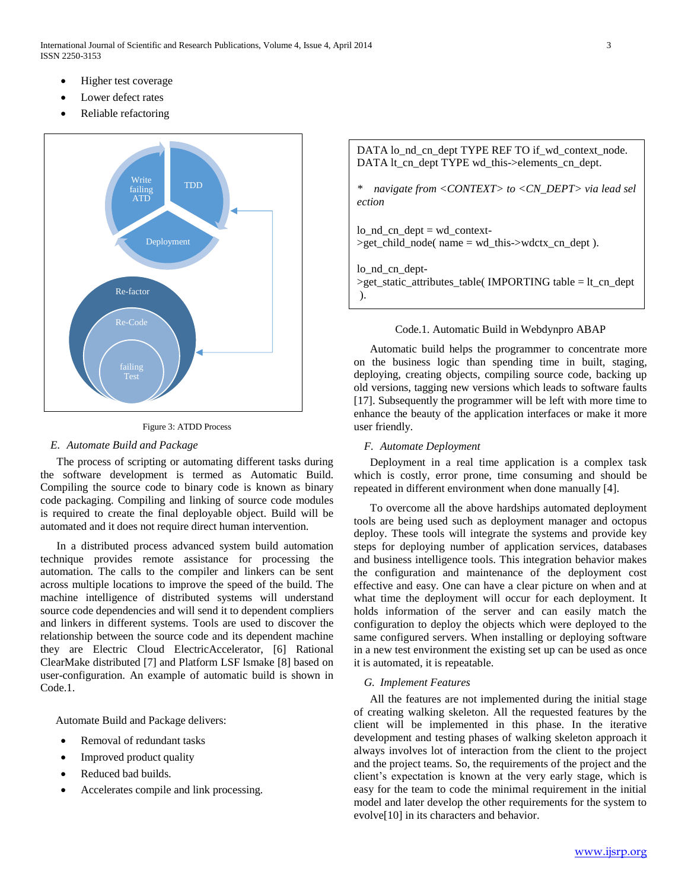- Higher test coverage
- Lower defect rates
- Reliable refactoring

Figure 3: ATDD Process

### E. Automate Build and Package

The process of scripting or automating different tasks during the software development is termed as Automatic Build. Compiling the source code to binary code is known as binary code packaging. Compiling and linking of source code modules is required to create the final deployable object. Build will be automated and it does not require direct human intervention.

In a distributed process advanced system build automation technique provides remote assistance for processing the automation. The calls to the compiler and linkers can be sent across multiple locations to improve the speed of the build. The machine intelligence of distributed systems will understand source code dependencies and will send it to dependent compliers and linkers in different systems. Tools are used to discover the relationship between the source code and its dependent machine they are Electric Cloud ElectricAccelerator, [6] Rational ClearMake distributed [7] and Platform LSF lsmake [8] based on user-configuration. An example of automatic build is shown in Code.1.

Automate Build and Package delivers:

- Removal of redundant tasks
- Improved product quality
- Reduced bad builds.
- Accelerates compile and link processing.

```
DATA lo_nd_cn_dept TYPE REF TO if_wd_context_node.
DATA lt_cn_dept TYPE wd_this->elements_cn_dept.

*  navigate from <CONTEXT> to <CN_DEPT> via lead sel
ection

lo_nd_cn_dept = wd_context-
>get_child_node( name = wd_this->wdctx_cn_dept ).

lo_nd_cn_dept-
>get_static_attributes_table( IMPORTING table = lt_cn_dept
 ).
```

Code.1. Automatic Build in Webdynpro ABAP

Automatic build helps the programmer to concentrate more on the business logic than spending time in built, staging, deploying, creating objects, compiling source code, backing up old versions, tagging new versions which leads to software faults [17]. Subsequently the programmer will be left with more time to enhance the beauty of the application interfaces or make it more user friendly.

### F. Automate Deployment

Deployment in a real time application is a complex task which is costly, error prone, time consuming and should be repeated in different environment when done manually [4].

To overcome all the above hardships automated deployment tools are being used such as deployment manager and octopus deploy. These tools will integrate the systems and provide key steps for deploying number of application services, databases and business intelligence tools. This integration behavior makes the configuration and maintenance of the deployment cost effective and easy. One can have a clear picture on when and at what time the deployment will occur for each deployment. It holds information of the server and can easily match the configuration to deploy the objects which were deployed to the same configured servers. When installing or deploying software in a new test environment the existing set up can be used as once it is automated, it is repeatable.

### G. Implement Features

All the features are not implemented during the initial stage of creating walking skeleton. All the requested features by the client will be implemented in this phase. In the iterative development and testing phases of walking skeleton approach it always involves lot of interaction from the client to the project and the project teams. So, the requirements of the project and the client's expectation is known at the very early stage, which is easy for the team to code the minimal requirement in the initial model and later develop the other requirements for the system to evolve[10] in its characters and behavior.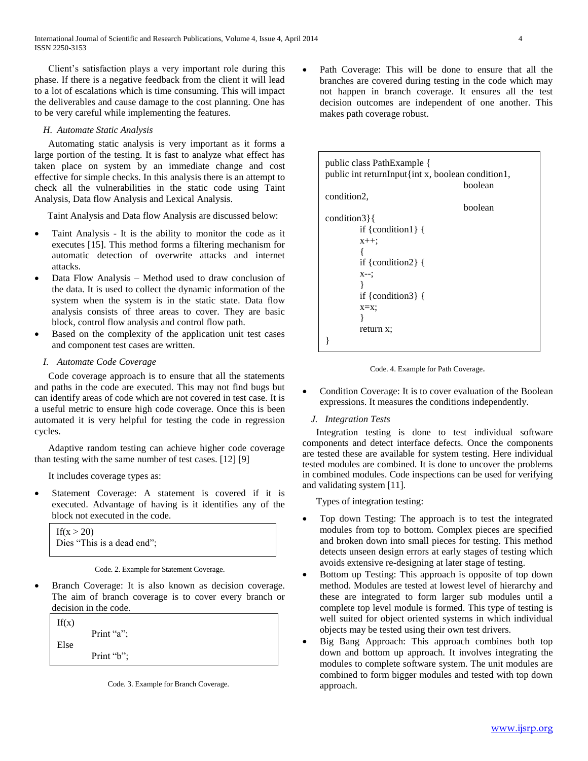Client's satisfaction plays a very important role during this phase. If there is a negative feedback from the client it will lead to a lot of escalations which is time consuming. This will impact the deliverables and cause damage to the cost planning. One has to be very careful while implementing the features.

### *H. Automate Static Analysis*

Automating static analysis is very important as it forms a large portion of the testing. It is fast to analyze what effect has taken place on system by an immediate change and cost effective for simple checks. In this analysis there is an attempt to check all the vulnerabilities in the static code using Taint Analysis, Data flow Analysis and Lexical Analysis.

Taint Analysis and Data flow Analysis are discussed below:

- Taint Analysis - It is the ability to monitor the code as it executes [15]. This method forms a filtering mechanism for automatic detection of overwrite attacks and internet attacks.
- Data Flow Analysis – Method used to draw conclusion of the data. It is used to collect the dynamic information of the system when the system is in the static state. Data flow analysis consists of three areas to cover. They are basic block, control flow analysis and control flow path.
- Based on the complexity of the application unit test cases and component test cases are written.

### *I. Automate Code Coverage*

Code coverage approach is to ensure that all the statements and paths in the code are executed. This may not find bugs but can identify areas of code which are not covered in test case. It is a useful metric to ensure high code coverage. Once this is been automated it is very helpful for testing the code in regression cycles.

Adaptive random testing can achieve higher code coverage than testing with the same number of test cases. [12] [9]

It includes coverage types as:

- Statement Coverage: A statement is covered if it is executed. Advantage of having is it identifies any of the block not executed in the code.

```
If(x > 20)
Dies "This is a dead end";
```

Code. 2. Example for Statement Coverage.

- Branch Coverage: It is also known as decision coverage. The aim of branch coverage is to cover every branch or decision in the code.

```
If(x)
        Print "a";
Else
        Print "b";
```

Code. 3. Example for Branch Coverage.

- Path Coverage: This will be done to ensure that all the branches are covered during testing in the code which may not happen in branch coverage. It ensures all the test decision outcomes are independent of one another. This makes path coverage robust.

```
public class PathExample {
public int returnInput{int x, boolean condition1,
                                        boolean
condition2,
                                        boolean
condition3}{
        if {condition1} {
        x++;
        {
        if {condition2} {
        x--;
        }
        if {condition3} {
        x=x;
        }
        return x;
}
```

Code. 4. Example for Path Coverage.

- Condition Coverage: It is to cover evaluation of the Boolean expressions. It measures the conditions independently.

### *J. Integration Tests*

Integration testing is done to test individual software components and detect interface defects. Once the components are tested these are available for system testing. Here individual tested modules are combined. It is done to uncover the problems in combined modules. Code inspections can be used for verifying and validating system [11].

Types of integration testing:

- Top down Testing: The approach is to test the integrated modules from top to bottom. Complex pieces are specified and broken down into small pieces for testing. This method detects unseen design errors at early stages of testing which avoids extensive re-designing at later stage of testing.
- Bottom up Testing: This approach is opposite of top down method. Modules are tested at lowest level of hierarchy and these are integrated to form larger sub modules until a complete top level module is formed. This type of testing is well suited for object oriented systems in which individual objects may be tested using their own test drivers.
- Big Bang Approach: This approach combines both top down and bottom up approach. It involves integrating the modules to complete software system. The unit modules are combined to form bigger modules and tested with top down approach.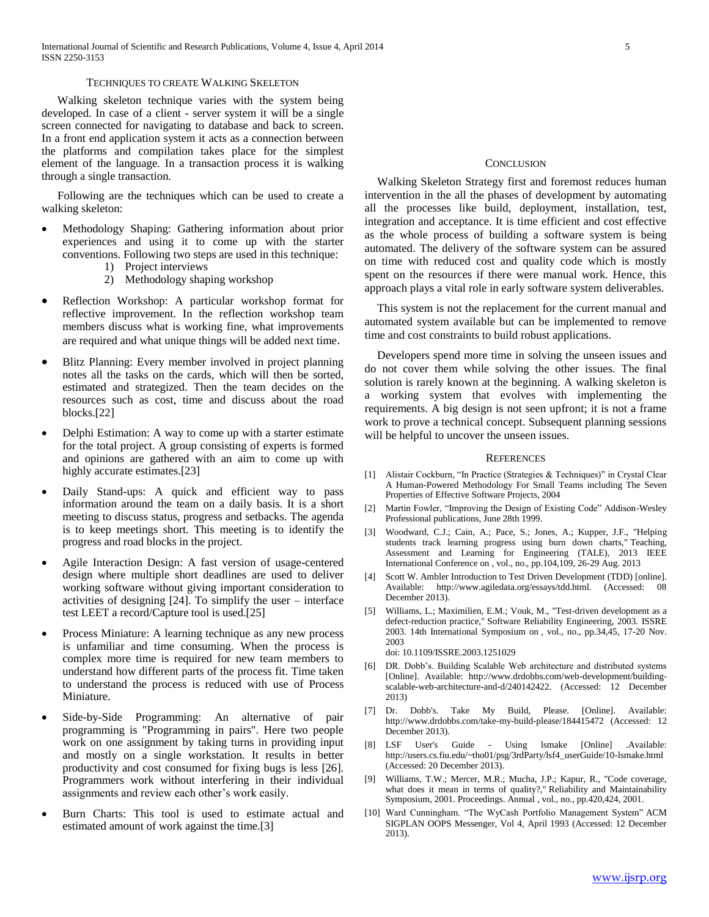### Techniques to Create Walking Skeleton

Walking skeleton technique varies with the system being developed. In case of a client - server system it will be a single screen connected for navigating to database and back to screen. In a front end application system it acts as a connection between the platforms and compilation takes place for the simplest element of the language. In a transaction process it is walking through a single transaction.

Following are the techniques which can be used to create a walking skeleton:

- Methodology Shaping: Gathering information about prior experiences and using it to come up with the starter conventions. Following two steps are used in this technique:
  1) Project interviews
  2) Methodology shaping workshop
- Reflection Workshop: A particular workshop format for reflective improvement. In the reflection workshop team members discuss what is working fine, what improvements are required and what unique things will be added next time.
- Blitz Planning: Every member involved in project planning notes all the tasks on the cards, which will then be sorted, estimated and strategized. Then the team decides on the resources such as cost, time and discuss about the road blocks.[22]
- Delphi Estimation: A way to come up with a starter estimate for the total project. A group consisting of experts is formed and opinions are gathered with an aim to come up with highly accurate estimates.[23]
- Daily Stand-ups: A quick and efficient way to pass information around the team on a daily basis. It is a short meeting to discuss status, progress and setbacks. The agenda is to keep meetings short. This meeting is to identify the progress and road blocks in the project.
- Agile Interaction Design: A fast version of usage-centered design where multiple short deadlines are used to deliver working software without giving important consideration to activities of designing [24]. To simplify the user – interface test LEET a record/Capture tool is used.[25]
- Process Miniature: A learning technique as any new process is unfamiliar and time consuming. When the process is complex more time is required for new team members to understand how different parts of the process fit. Time taken to understand the process is reduced with use of Process Miniature.
- Side-by-Side Programming: An alternative of pair programming is "Programming in pairs". Here two people work on one assignment by taking turns in providing input and mostly on a single workstation. It results in better productivity and cost consumed for fixing bugs is less [26]. Programmers work without interfering in their individual assignments and review each other's work easily.
- Burn Charts: This tool is used to estimate actual and estimated amount of work against the time.[3]

## Conclusion

Walking Skeleton Strategy first and foremost reduces human intervention in the all the phases of development by automating all the processes like build, deployment, installation, test, integration and acceptance. It is time efficient and cost effective as the whole process of building a software system is being automated. The delivery of the software system can be assured on time with reduced cost and quality code which is mostly spent on the resources if there were manual work. Hence, this approach plays a vital role in early software system deliverables.

This system is not the replacement for the current manual and automated system available but can be implemented to remove time and cost constraints to build robust applications.

Developers spend more time in solving the unseen issues and do not cover them while solving the other issues. The final solution is rarely known at the beginning. A walking skeleton is a working system that evolves with implementing the requirements. A big design is not seen upfront; it is not a frame work to prove a technical concept. Subsequent planning sessions will be helpful to uncover the unseen issues.

## References

[1] Alistair Cockburn, "In Practice (Strategies & Techniques)" in Crystal Clear A Human-Powered Methodology For Small Teams including The Seven Properties of Effective Software Projects, 2004

[2] Martin Fowler, "Improving the Design of Existing Code" Addison-Wesley Professional publications, June 28th 1999.

[3] Woodward, C.J.; Cain, A.; Pace, S.; Jones, A.; Kupper, J.F., "Helping students track learning progress using burn down charts," Teaching, Assessment and Learning for Engineering (TALE), 2013 IEEE International Conference on , vol., no., pp.104,109, 26-29 Aug. 2013

[4] Scott W. Ambler Introduction to Test Driven Development (TDD) [online]. Available: http://www.agiledata.org/essays/tdd.html. (Accessed: 08 December 2013).

[5] Williams, L.; Maximilien, E.M.; Vouk, M., "Test-driven development as a defect-reduction practice," Software Reliability Engineering, 2003. ISSRE 2003. 14th International Symposium on , vol., no., pp.34,45, 17-20 Nov. 2003
doi: 10.1109/ISSRE.2003.1251029

[6] DR. Dobb's. Building Scalable Web architecture and distributed systems [Online]. Available: http://www.drdobbs.com/web-development/building-scalable-web-architecture-and-d/240142422. (Accessed: 12 December 2013)

[7] Dr. Dobb's. Take My Build, Please. [Online]. Available: http://www.drdobbs.com/take-my-build-please/184415472 (Accessed: 12 December 2013).

[8] LSF User's Guide - Using lsmake [Online] .Available: http://users.cs.fiu.edu/~tho01/psg/3rdParty/lsf4_userGuide/10-lsmake.html (Accessed: 20 December 2013).

[9] Williams, T.W.; Mercer, M.R.; Mucha, J.P.; Kapur, R., "Code coverage, what does it mean in terms of quality?," Reliability and Maintainability Symposium, 2001. Proceedings. Annual , vol., no., pp.420,424, 2001.

[10] Ward Cunningham. "The WyCash Portfolio Management System" ACM SIGPLAN OOPS Messenger, Vol 4, April 1993 (Accessed: 12 December 2013).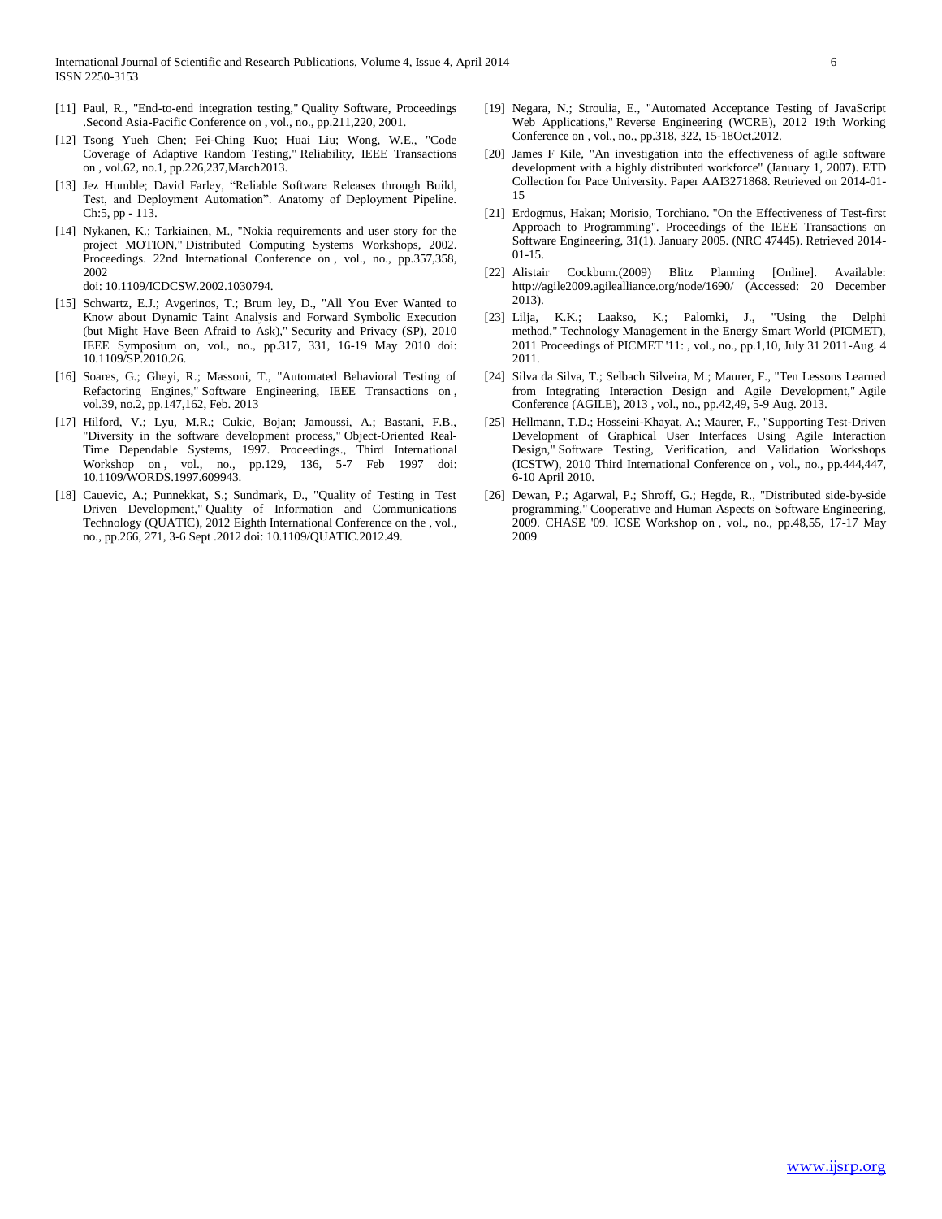[11] Paul, R., "End-to-end integration testing," Quality Software, Proceedings .Second Asia-Pacific Conference on , vol., no., pp.211,220, 2001.

[12] Tsong Yueh Chen; Fei-Ching Kuo; Huai Liu; Wong, W.E., "Code Coverage of Adaptive Random Testing," Reliability, IEEE Transactions on , vol.62, no.1, pp.226,237,March2013.

[13] Jez Humble; David Farley, "Reliable Software Releases through Build, Test, and Deployment Automation". Anatomy of Deployment Pipeline. Ch:5, pp - 113.

[14] Nykanen, K.; Tarkiainen, M., "Nokia requirements and user story for the project MOTION," Distributed Computing Systems Workshops, 2002. Proceedings. 22nd International Conference on , vol., no., pp.357,358, 2002
doi: 10.1109/ICDCSW.2002.1030794.

[15] Schwartz, E.J.; Avgerinos, T.; Brum ley, D., "All You Ever Wanted to Know about Dynamic Taint Analysis and Forward Symbolic Execution (but Might Have Been Afraid to Ask)," Security and Privacy (SP), 2010 IEEE Symposium on, vol., no., pp.317, 331, 16-19 May 2010 doi: 10.1109/SP.2010.26.

[16] Soares, G.; Gheyi, R.; Massoni, T., "Automated Behavioral Testing of Refactoring Engines," Software Engineering, IEEE Transactions on , vol.39, no.2, pp.147,162, Feb. 2013

[17] Hilford, V.; Lyu, M.R.; Cukic, Bojan; Jamoussi, A.; Bastani, F.B., "Diversity in the software development process," Object-Oriented Real-Time Dependable Systems, 1997. Proceedings., Third International Workshop on , vol., no., pp.129, 136, 5-7 Feb 1997 doi: 10.1109/WORDS.1997.609943.

[18] Cauevic, A.; Punnekkat, S.; Sundmark, D., "Quality of Testing in Test Driven Development," Quality of Information and Communications Technology (QUATIC), 2012 Eighth International Conference on the , vol., no., pp.266, 271, 3-6 Sept .2012 doi: 10.1109/QUATIC.2012.49.

[19] Negara, N.; Stroulia, E., "Automated Acceptance Testing of JavaScript Web Applications," Reverse Engineering (WCRE), 2012 19th Working Conference on , vol., no., pp.318, 322, 15-18Oct.2012.

[20] James F Kile, "An investigation into the effectiveness of agile software development with a highly distributed workforce" (January 1, 2007). ETD Collection for Pace University. Paper AAI3271868. Retrieved on 2014-01-15

[21] Erdogmus, Hakan; Morisio, Torchiano. "On the Effectiveness of Test-first Approach to Programming". Proceedings of the IEEE Transactions on Software Engineering, 31(1). January 2005. (NRC 47445). Retrieved 2014-01-15.

[22] Alistair Cockburn.(2009) Blitz Planning [Online]. Available: http://agile2009.agilealliance.org/node/1690/ (Accessed: 20 December 2013).

[23] Lilja, K.K.; Laakso, K.; Palomki, J., "Using the Delphi method," Technology Management in the Energy Smart World (PICMET), 2011 Proceedings of PICMET '11: , vol., no., pp.1,10, July 31 2011-Aug. 4 2011.

[24] Silva da Silva, T.; Selbach Silveira, M.; Maurer, F., "Ten Lessons Learned from Integrating Interaction Design and Agile Development," Agile Conference (AGILE), 2013 , vol., no., pp.42,49, 5-9 Aug. 2013.

[25] Hellmann, T.D.; Hosseini-Khayat, A.; Maurer, F., "Supporting Test-Driven Development of Graphical User Interfaces Using Agile Interaction Design," Software Testing, Verification, and Validation Workshops (ICSTW), 2010 Third International Conference on , vol., no., pp.444,447, 6-10 April 2010.

[26] Dewan, P.; Agarwal, P.; Shroff, G.; Hegde, R., "Distributed side-by-side programming," Cooperative and Human Aspects on Software Engineering, 2009. CHASE '09. ICSE Workshop on , vol., no., pp.48,55, 17-17 May 2009